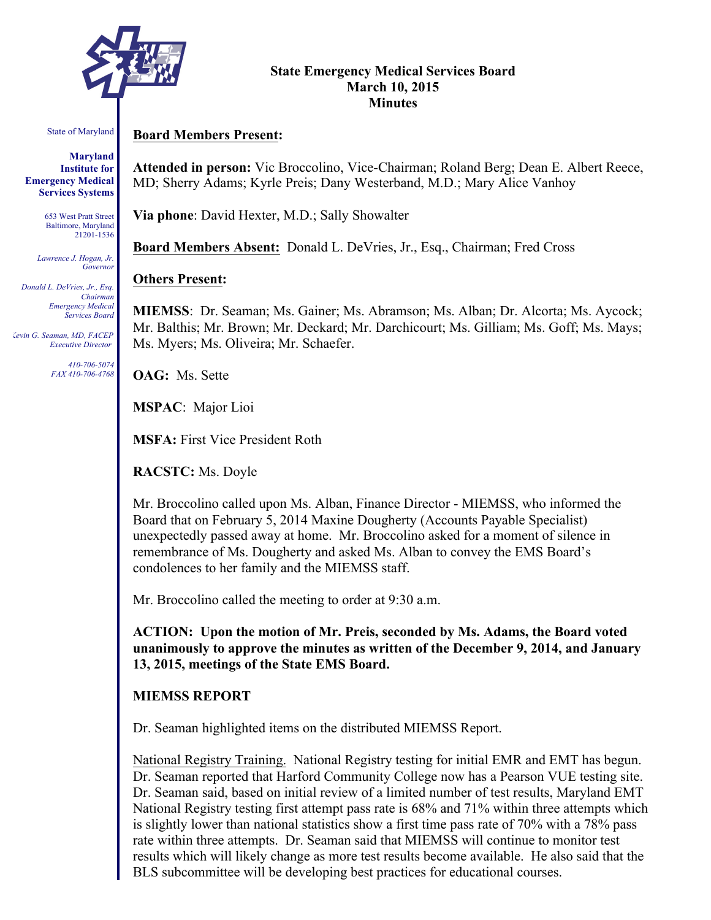State of Maryland

**Maryland Institute for Emergency Medical Services Systems**

653 West Pratt Street
Baltimore, Maryland
21201-1536

*Lawrence J. Hogan, Jr.*
*Governor*

*Donald L. DeVries, Jr., Esq.*
*Chairman*
*Emergency Medical Services Board*

*Kevin G. Seaman, MD, FACEP*
*Executive Director*

*410-706-5074*
*FAX 410-706-4768*

# State Emergency Medical Services Board
## March 10, 2015
## Minutes

**Board Members Present:**

**Attended in person:** Vic Broccolino, Vice-Chairman; Roland Berg; Dean E. Albert Reece, MD; Sherry Adams; Kyrle Preis; Dany Westerband, M.D.; Mary Alice Vanhoy

**Via phone**: David Hexter, M.D.; Sally Showalter

**Board Members Absent:** Donald L. DeVries, Jr., Esq., Chairman; Fred Cross

**Others Present:**

**MIEMSS**: Dr. Seaman; Ms. Gainer; Ms. Abramson; Ms. Alban; Dr. Alcorta; Ms. Aycock; Mr. Balthis; Mr. Brown; Mr. Deckard; Mr. Darchicourt; Ms. Gilliam; Ms. Goff; Ms. Mays; Ms. Myers; Ms. Oliveira; Mr. Schaefer.

**OAG:** Ms. Sette

**MSPAC**: Major Lioi

**MSFA:** First Vice President Roth

**RACSTC:** Ms. Doyle

Mr. Broccolino called upon Ms. Alban, Finance Director - MIEMSS, who informed the Board that on February 5, 2014 Maxine Dougherty (Accounts Payable Specialist) unexpectedly passed away at home. Mr. Broccolino asked for a moment of silence in remembrance of Ms. Dougherty and asked Ms. Alban to convey the EMS Board's condolences to her family and the MIEMSS staff.

Mr. Broccolino called the meeting to order at 9:30 a.m.

**ACTION: Upon the motion of Mr. Preis, seconded by Ms. Adams, the Board voted unanimously to approve the minutes as written of the December 9, 2014, and January 13, 2015, meetings of the State EMS Board.**

**MIEMSS REPORT**

Dr. Seaman highlighted items on the distributed MIEMSS Report.

National Registry Training. National Registry testing for initial EMR and EMT has begun. Dr. Seaman reported that Harford Community College now has a Pearson VUE testing site. Dr. Seaman said, based on initial review of a limited number of test results, Maryland EMT National Registry testing first attempt pass rate is 68% and 71% within three attempts which is slightly lower than national statistics show a first time pass rate of 70% with a 78% pass rate within three attempts. Dr. Seaman said that MIEMSS will continue to monitor test results which will likely change as more test results become available. He also said that the BLS subcommittee will be developing best practices for educational courses.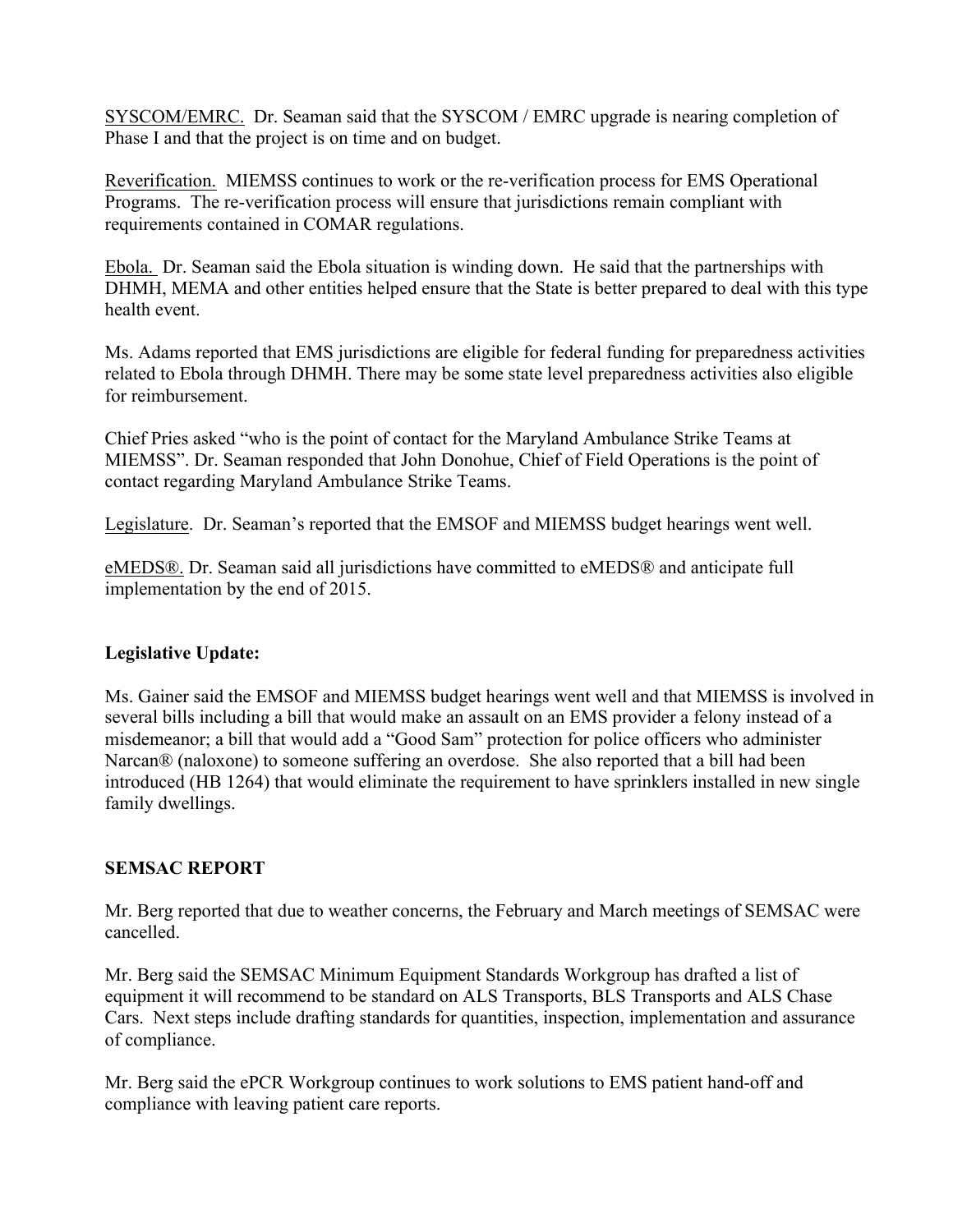SYSCOM/EMRC. Dr. Seaman said that the SYSCOM / EMRC upgrade is nearing completion of Phase I and that the project is on time and on budget.

Reverification. MIEMSS continues to work or the re-verification process for EMS Operational Programs. The re-verification process will ensure that jurisdictions remain compliant with requirements contained in COMAR regulations.

Ebola. Dr. Seaman said the Ebola situation is winding down. He said that the partnerships with DHMH, MEMA and other entities helped ensure that the State is better prepared to deal with this type health event.

Ms. Adams reported that EMS jurisdictions are eligible for federal funding for preparedness activities related to Ebola through DHMH. There may be some state level preparedness activities also eligible for reimbursement.

Chief Pries asked "who is the point of contact for the Maryland Ambulance Strike Teams at MIEMSS". Dr. Seaman responded that John Donohue, Chief of Field Operations is the point of contact regarding Maryland Ambulance Strike Teams.

Legislature. Dr. Seaman's reported that the EMSOF and MIEMSS budget hearings went well.

eMEDS®. Dr. Seaman said all jurisdictions have committed to eMEDS® and anticipate full implementation by the end of 2015.

**Legislative Update:**

Ms. Gainer said the EMSOF and MIEMSS budget hearings went well and that MIEMSS is involved in several bills including a bill that would make an assault on an EMS provider a felony instead of a misdemeanor; a bill that would add a "Good Sam" protection for police officers who administer Narcan® (naloxone) to someone suffering an overdose. She also reported that a bill had been introduced (HB 1264) that would eliminate the requirement to have sprinklers installed in new single family dwellings.

**SEMSAC REPORT**

Mr. Berg reported that due to weather concerns, the February and March meetings of SEMSAC were cancelled.

Mr. Berg said the SEMSAC Minimum Equipment Standards Workgroup has drafted a list of equipment it will recommend to be standard on ALS Transports, BLS Transports and ALS Chase Cars. Next steps include drafting standards for quantities, inspection, implementation and assurance of compliance.

Mr. Berg said the ePCR Workgroup continues to work solutions to EMS patient hand-off and compliance with leaving patient care reports.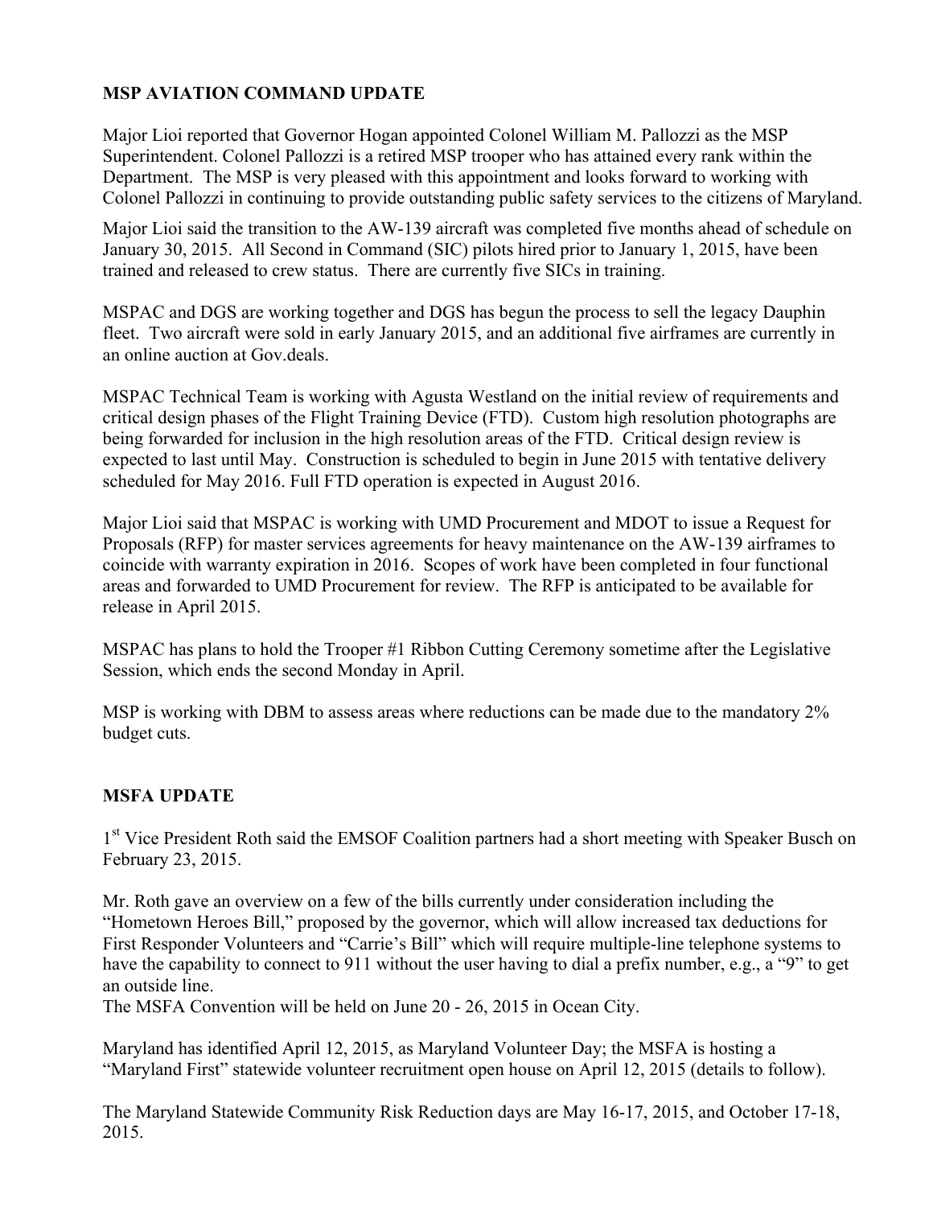**MSP AVIATION COMMAND UPDATE**

Major Lioi reported that Governor Hogan appointed Colonel William M. Pallozzi as the MSP Superintendent. Colonel Pallozzi is a retired MSP trooper who has attained every rank within the Department. The MSP is very pleased with this appointment and looks forward to working with Colonel Pallozzi in continuing to provide outstanding public safety services to the citizens of Maryland.

Major Lioi said the transition to the AW-139 aircraft was completed five months ahead of schedule on January 30, 2015. All Second in Command (SIC) pilots hired prior to January 1, 2015, have been trained and released to crew status. There are currently five SICs in training.

MSPAC and DGS are working together and DGS has begun the process to sell the legacy Dauphin fleet. Two aircraft were sold in early January 2015, and an additional five airframes are currently in an online auction at Gov.deals.

MSPAC Technical Team is working with Agusta Westland on the initial review of requirements and critical design phases of the Flight Training Device (FTD). Custom high resolution photographs are being forwarded for inclusion in the high resolution areas of the FTD. Critical design review is expected to last until May. Construction is scheduled to begin in June 2015 with tentative delivery scheduled for May 2016. Full FTD operation is expected in August 2016.

Major Lioi said that MSPAC is working with UMD Procurement and MDOT to issue a Request for Proposals (RFP) for master services agreements for heavy maintenance on the AW-139 airframes to coincide with warranty expiration in 2016. Scopes of work have been completed in four functional areas and forwarded to UMD Procurement for review. The RFP is anticipated to be available for release in April 2015.

MSPAC has plans to hold the Trooper #1 Ribbon Cutting Ceremony sometime after the Legislative Session, which ends the second Monday in April.

MSP is working with DBM to assess areas where reductions can be made due to the mandatory 2% budget cuts.

**MSFA UPDATE**

1st Vice President Roth said the EMSOF Coalition partners had a short meeting with Speaker Busch on February 23, 2015.

Mr. Roth gave an overview on a few of the bills currently under consideration including the "Hometown Heroes Bill," proposed by the governor, which will allow increased tax deductions for First Responder Volunteers and "Carrie's Bill" which will require multiple-line telephone systems to have the capability to connect to 911 without the user having to dial a prefix number, e.g., a "9" to get an outside line.

The MSFA Convention will be held on June 20 - 26, 2015 in Ocean City.

Maryland has identified April 12, 2015, as Maryland Volunteer Day; the MSFA is hosting a "Maryland First" statewide volunteer recruitment open house on April 12, 2015 (details to follow).

The Maryland Statewide Community Risk Reduction days are May 16-17, 2015, and October 17-18, 2015.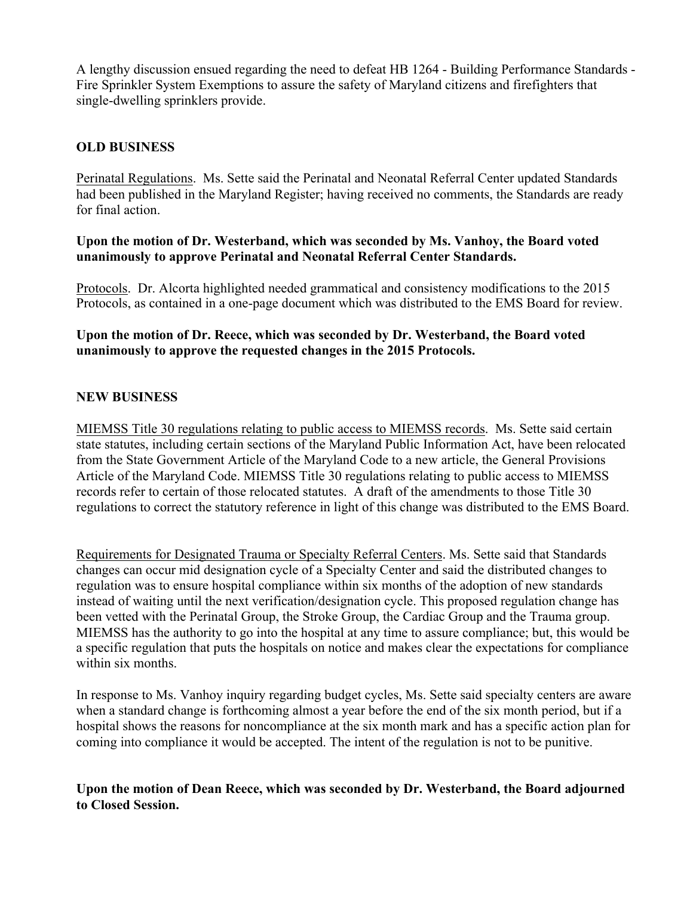A lengthy discussion ensued regarding the need to defeat HB 1264 - Building Performance Standards - Fire Sprinkler System Exemptions to assure the safety of Maryland citizens and firefighters that single-dwelling sprinklers provide.

**OLD BUSINESS**

Perinatal Regulations. Ms. Sette said the Perinatal and Neonatal Referral Center updated Standards had been published in the Maryland Register; having received no comments, the Standards are ready for final action.

**Upon the motion of Dr. Westerband, which was seconded by Ms. Vanhoy, the Board voted unanimously to approve Perinatal and Neonatal Referral Center Standards.**

Protocols. Dr. Alcorta highlighted needed grammatical and consistency modifications to the 2015 Protocols, as contained in a one-page document which was distributed to the EMS Board for review.

**Upon the motion of Dr. Reece, which was seconded by Dr. Westerband, the Board voted unanimously to approve the requested changes in the 2015 Protocols.**

**NEW BUSINESS**

MIEMSS Title 30 regulations relating to public access to MIEMSS records. Ms. Sette said certain state statutes, including certain sections of the Maryland Public Information Act, have been relocated from the State Government Article of the Maryland Code to a new article, the General Provisions Article of the Maryland Code. MIEMSS Title 30 regulations relating to public access to MIEMSS records refer to certain of those relocated statutes. A draft of the amendments to those Title 30 regulations to correct the statutory reference in light of this change was distributed to the EMS Board.

Requirements for Designated Trauma or Specialty Referral Centers. Ms. Sette said that Standards changes can occur mid designation cycle of a Specialty Center and said the distributed changes to regulation was to ensure hospital compliance within six months of the adoption of new standards instead of waiting until the next verification/designation cycle. This proposed regulation change has been vetted with the Perinatal Group, the Stroke Group, the Cardiac Group and the Trauma group. MIEMSS has the authority to go into the hospital at any time to assure compliance; but, this would be a specific regulation that puts the hospitals on notice and makes clear the expectations for compliance within six months.

In response to Ms. Vanhoy inquiry regarding budget cycles, Ms. Sette said specialty centers are aware when a standard change is forthcoming almost a year before the end of the six month period, but if a hospital shows the reasons for noncompliance at the six month mark and has a specific action plan for coming into compliance it would be accepted. The intent of the regulation is not to be punitive.

**Upon the motion of Dean Reece, which was seconded by Dr. Westerband, the Board adjourned to Closed Session.**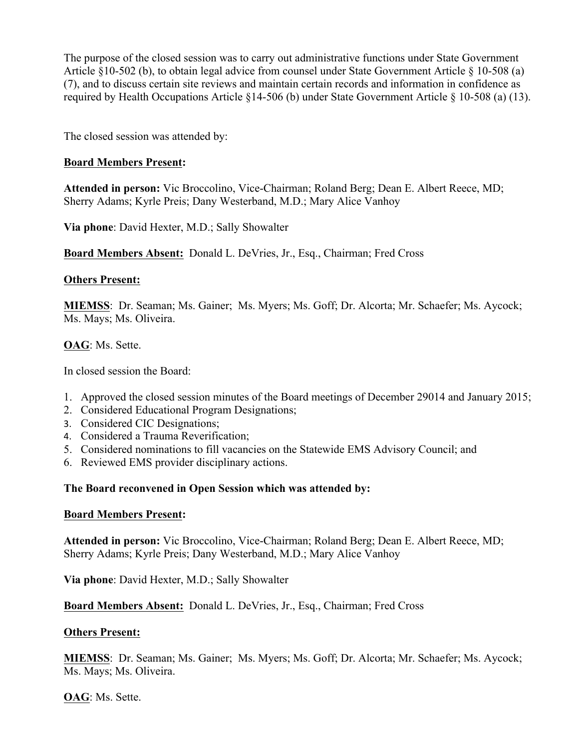The purpose of the closed session was to carry out administrative functions under State Government Article §10-502 (b), to obtain legal advice from counsel under State Government Article § 10-508 (a) (7), and to discuss certain site reviews and maintain certain records and information in confidence as required by Health Occupations Article §14-506 (b) under State Government Article § 10-508 (a) (13).

The closed session was attended by:

**Board Members Present:**

**Attended in person:** Vic Broccolino, Vice-Chairman; Roland Berg; Dean E. Albert Reece, MD; Sherry Adams; Kyrle Preis; Dany Westerband, M.D.; Mary Alice Vanhoy

**Via phone**: David Hexter, M.D.; Sally Showalter

**Board Members Absent:** Donald L. DeVries, Jr., Esq., Chairman; Fred Cross

**Others Present:**

**MIEMSS**: Dr. Seaman; Ms. Gainer; Ms. Myers; Ms. Goff; Dr. Alcorta; Mr. Schaefer; Ms. Aycock; Ms. Mays; Ms. Oliveira.

**OAG**: Ms. Sette.

In closed session the Board:

1. Approved the closed session minutes of the Board meetings of December 29014 and January 2015;
2. Considered Educational Program Designations;
3. Considered CIC Designations;
4. Considered a Trauma Reverification;
5. Considered nominations to fill vacancies on the Statewide EMS Advisory Council; and
6. Reviewed EMS provider disciplinary actions.

**The Board reconvened in Open Session which was attended by:**

**Board Members Present:**

**Attended in person:** Vic Broccolino, Vice-Chairman; Roland Berg; Dean E. Albert Reece, MD; Sherry Adams; Kyrle Preis; Dany Westerband, M.D.; Mary Alice Vanhoy

**Via phone**: David Hexter, M.D.; Sally Showalter

**Board Members Absent:** Donald L. DeVries, Jr., Esq., Chairman; Fred Cross

**Others Present:**

**MIEMSS**: Dr. Seaman; Ms. Gainer; Ms. Myers; Ms. Goff; Dr. Alcorta; Mr. Schaefer; Ms. Aycock; Ms. Mays; Ms. Oliveira.

**OAG**: Ms. Sette.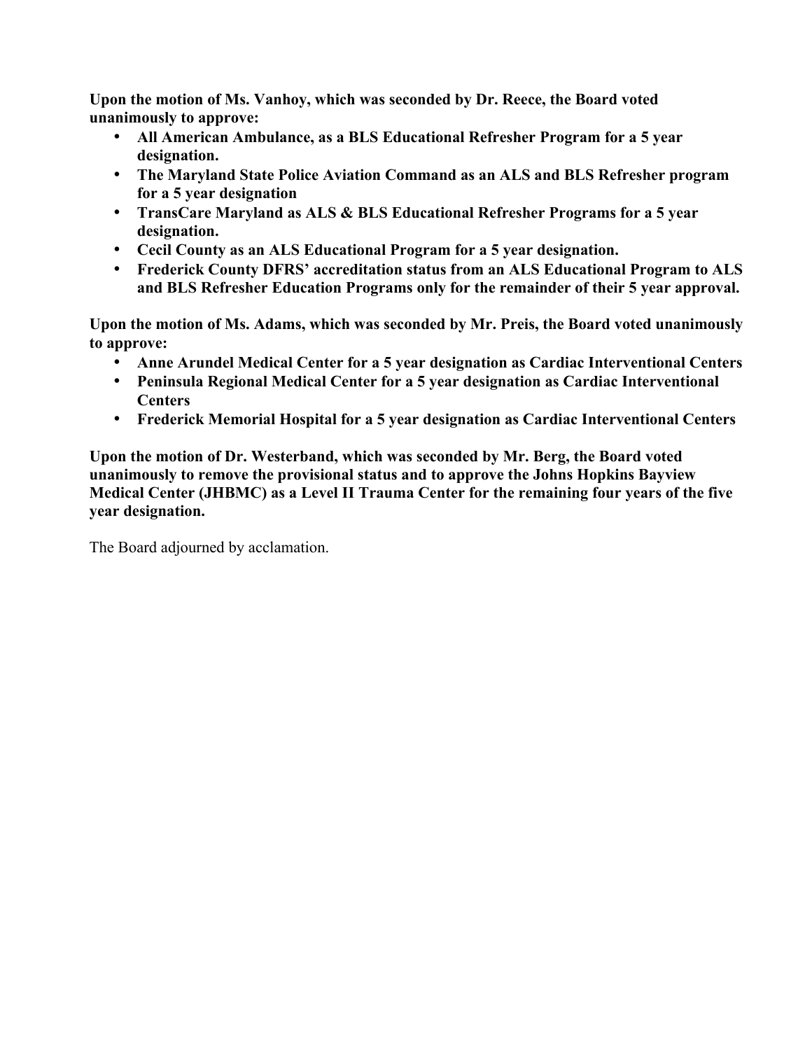**Upon the motion of Ms. Vanhoy, which was seconded by Dr. Reece, the Board voted unanimously to approve:**

- **All American Ambulance, as a BLS Educational Refresher Program for a 5 year designation.**
- **The Maryland State Police Aviation Command as an ALS and BLS Refresher program for a 5 year designation**
- **TransCare Maryland as ALS & BLS Educational Refresher Programs for a 5 year designation.**
- **Cecil County as an ALS Educational Program for a 5 year designation.**
- **Frederick County DFRS' accreditation status from an ALS Educational Program to ALS and BLS Refresher Education Programs only for the remainder of their 5 year approval.**

**Upon the motion of Ms. Adams, which was seconded by Mr. Preis, the Board voted unanimously to approve:**

- **Anne Arundel Medical Center for a 5 year designation as Cardiac Interventional Centers**
- **Peninsula Regional Medical Center for a 5 year designation as Cardiac Interventional Centers**
- **Frederick Memorial Hospital for a 5 year designation as Cardiac Interventional Centers**

**Upon the motion of Dr. Westerband, which was seconded by Mr. Berg, the Board voted unanimously to remove the provisional status and to approve the Johns Hopkins Bayview Medical Center (JHBMC) as a Level II Trauma Center for the remaining four years of the five year designation.**

The Board adjourned by acclamation.